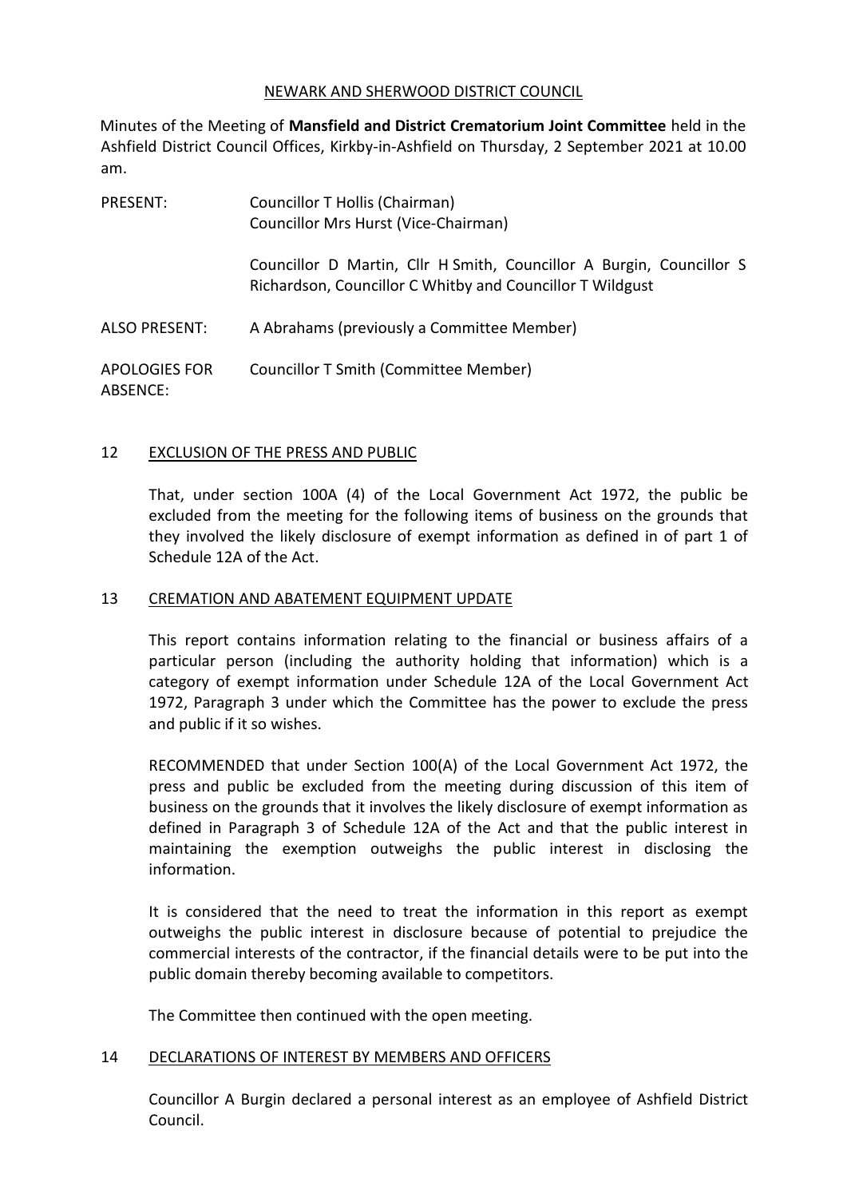NEWARK AND SHERWOOD DISTRICT COUNCIL

Minutes of the Meeting of **Mansfield and District Crematorium Joint Committee** held in the Ashfield District Council Offices, Kirkby-in-Ashfield on Thursday, 2 September 2021 at 10.00 am.

| | |
|---|---|
| PRESENT: | Councillor T Hollis (Chairman)<br>Councillor Mrs Hurst (Vice-Chairman)<br><br>Councillor D Martin, Cllr H Smith, Councillor A Burgin, Councillor S Richardson, Councillor C Whitby and Councillor T Wildgust |
| ALSO PRESENT: | A Abrahams (previously a Committee Member) |
| APOLOGIES FOR ABSENCE: | Councillor T Smith (Committee Member) |

## 12 EXCLUSION OF THE PRESS AND PUBLIC

That, under section 100A (4) of the Local Government Act 1972, the public be excluded from the meeting for the following items of business on the grounds that they involved the likely disclosure of exempt information as defined in of part 1 of Schedule 12A of the Act.

## 13 CREMATION AND ABATEMENT EQUIPMENT UPDATE

This report contains information relating to the financial or business affairs of a particular person (including the authority holding that information) which is a category of exempt information under Schedule 12A of the Local Government Act 1972, Paragraph 3 under which the Committee has the power to exclude the press and public if it so wishes.

RECOMMENDED that under Section 100(A) of the Local Government Act 1972, the press and public be excluded from the meeting during discussion of this item of business on the grounds that it involves the likely disclosure of exempt information as defined in Paragraph 3 of Schedule 12A of the Act and that the public interest in maintaining the exemption outweighs the public interest in disclosing the information.

It is considered that the need to treat the information in this report as exempt outweighs the public interest in disclosure because of potential to prejudice the commercial interests of the contractor, if the financial details were to be put into the public domain thereby becoming available to competitors.

The Committee then continued with the open meeting.

## 14 DECLARATIONS OF INTEREST BY MEMBERS AND OFFICERS

Councillor A Burgin declared a personal interest as an employee of Ashfield District Council.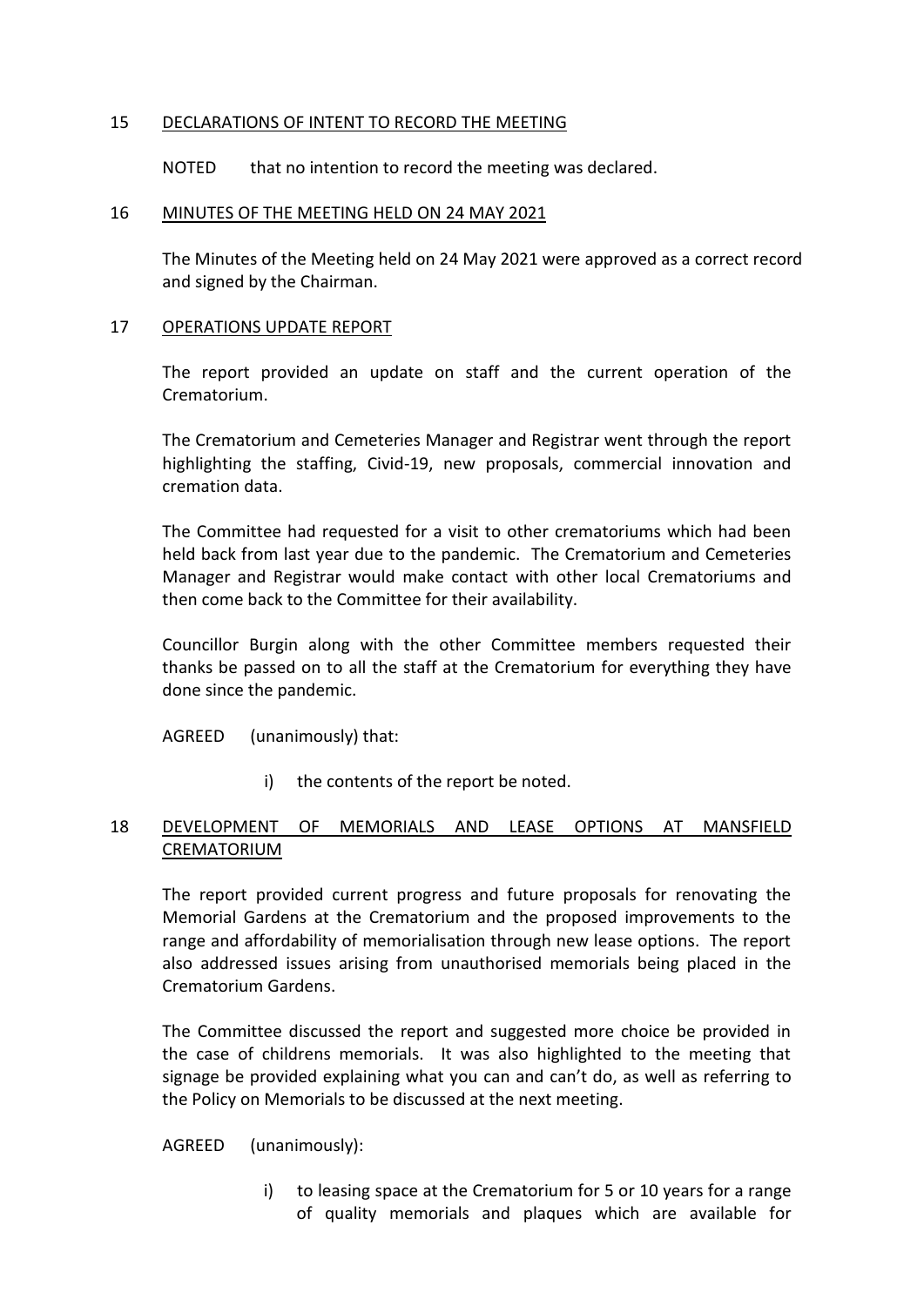## 15 DECLARATIONS OF INTENT TO RECORD THE MEETING

NOTED that no intention to record the meeting was declared.

## 16 MINUTES OF THE MEETING HELD ON 24 MAY 2021

The Minutes of the Meeting held on 24 May 2021 were approved as a correct record and signed by the Chairman.

## 17 OPERATIONS UPDATE REPORT

The report provided an update on staff and the current operation of the Crematorium.

The Crematorium and Cemeteries Manager and Registrar went through the report highlighting the staffing, Civid-19, new proposals, commercial innovation and cremation data.

The Committee had requested for a visit to other crematoriums which had been held back from last year due to the pandemic. The Crematorium and Cemeteries Manager and Registrar would make contact with other local Crematoriums and then come back to the Committee for their availability.

Councillor Burgin along with the other Committee members requested their thanks be passed on to all the staff at the Crematorium for everything they have done since the pandemic.

AGREED (unanimously) that:

i) the contents of the report be noted.

## 18 DEVELOPMENT OF MEMORIALS AND LEASE OPTIONS AT MANSFIELD CREMATORIUM

The report provided current progress and future proposals for renovating the Memorial Gardens at the Crematorium and the proposed improvements to the range and affordability of memorialisation through new lease options. The report also addressed issues arising from unauthorised memorials being placed in the Crematorium Gardens.

The Committee discussed the report and suggested more choice be provided in the case of childrens memorials. It was also highlighted to the meeting that signage be provided explaining what you can and can't do, as well as referring to the Policy on Memorials to be discussed at the next meeting.

AGREED (unanimously):

i) to leasing space at the Crematorium for 5 or 10 years for a range of quality memorials and plaques which are available for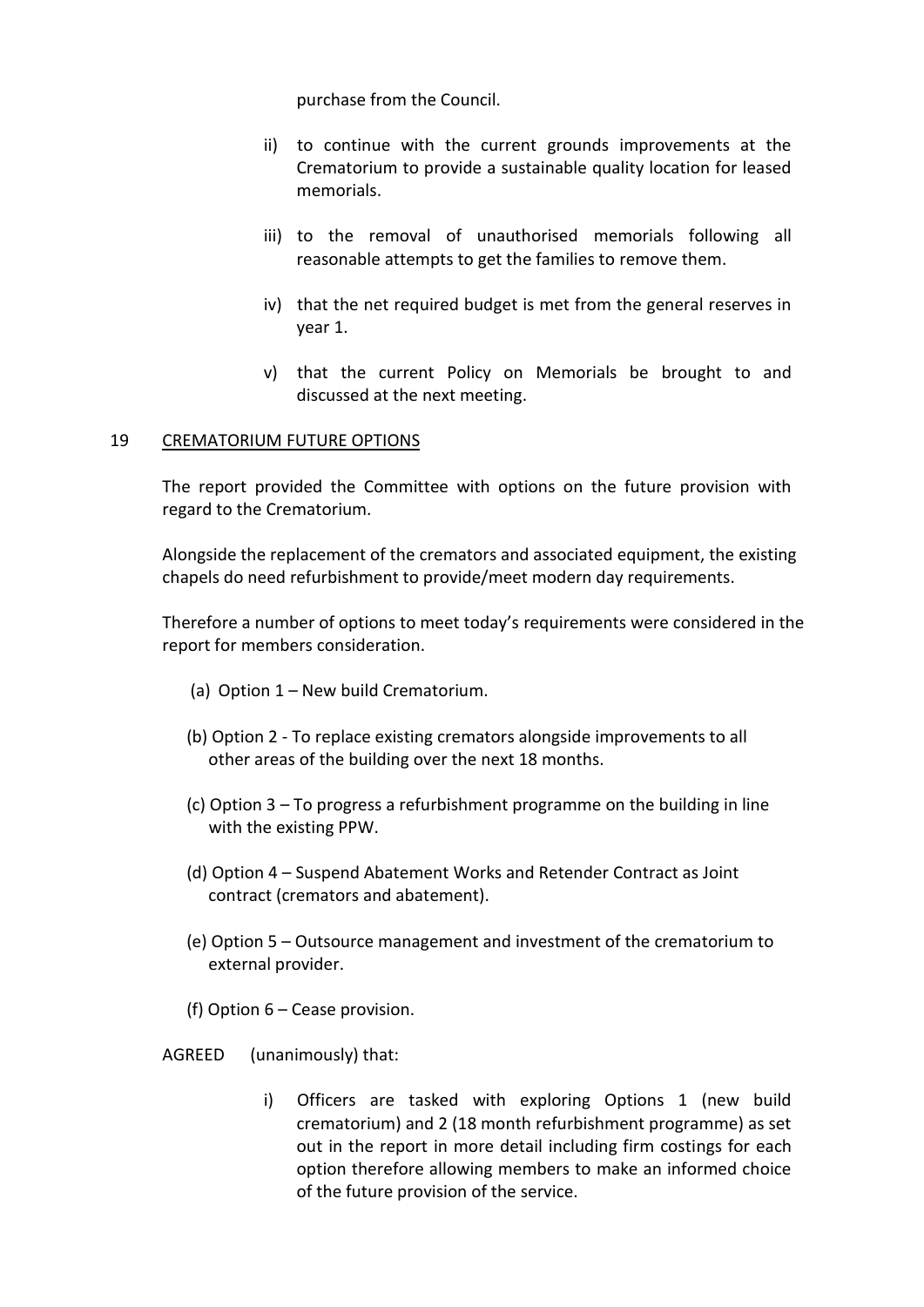purchase from the Council.

ii) to continue with the current grounds improvements at the Crematorium to provide a sustainable quality location for leased memorials.

iii) to the removal of unauthorised memorials following all reasonable attempts to get the families to remove them.

iv) that the net required budget is met from the general reserves in year 1.

v) that the current Policy on Memorials be brought to and discussed at the next meeting.

## 19 CREMATORIUM FUTURE OPTIONS

The report provided the Committee with options on the future provision with regard to the Crematorium.

Alongside the replacement of the cremators and associated equipment, the existing chapels do need refurbishment to provide/meet modern day requirements.

Therefore a number of options to meet today's requirements were considered in the report for members consideration.

(a) Option 1 – New build Crematorium.

(b) Option 2 - To replace existing cremators alongside improvements to all other areas of the building over the next 18 months.

(c) Option 3 – To progress a refurbishment programme on the building in line with the existing PPW.

(d) Option 4 – Suspend Abatement Works and Retender Contract as Joint contract (cremators and abatement).

(e) Option 5 – Outsource management and investment of the crematorium to external provider.

(f) Option 6 – Cease provision.

AGREED (unanimously) that:

i) Officers are tasked with exploring Options 1 (new build crematorium) and 2 (18 month refurbishment programme) as set out in the report in more detail including firm costings for each option therefore allowing members to make an informed choice of the future provision of the service.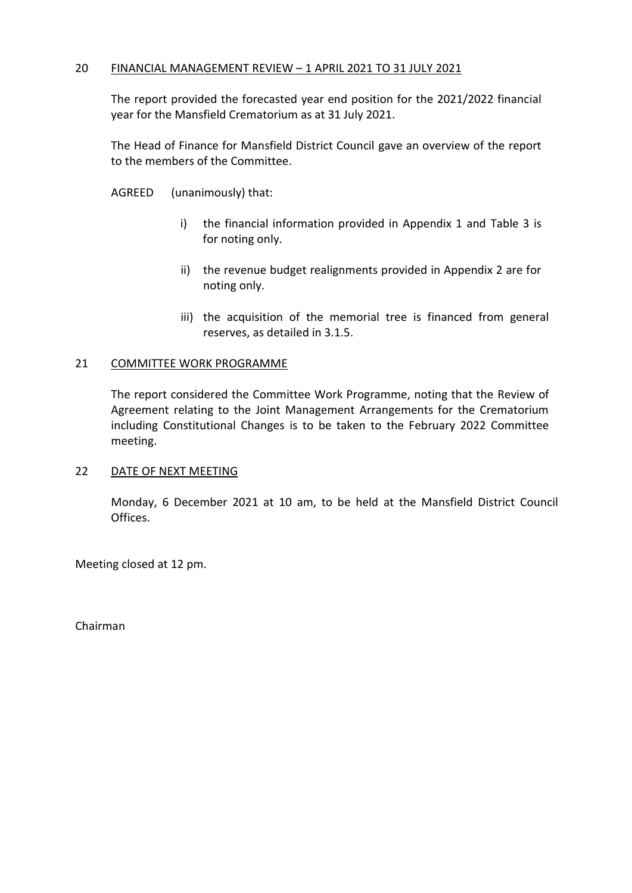## 20 FINANCIAL MANAGEMENT REVIEW – 1 APRIL 2021 TO 31 JULY 2021

The report provided the forecasted year end position for the 2021/2022 financial year for the Mansfield Crematorium as at 31 July 2021.

The Head of Finance for Mansfield District Council gave an overview of the report to the members of the Committee.

AGREED (unanimously) that:

i) the financial information provided in Appendix 1 and Table 3 is for noting only.

ii) the revenue budget realignments provided in Appendix 2 are for noting only.

iii) the acquisition of the memorial tree is financed from general reserves, as detailed in 3.1.5.

## 21 COMMITTEE WORK PROGRAMME

The report considered the Committee Work Programme, noting that the Review of Agreement relating to the Joint Management Arrangements for the Crematorium including Constitutional Changes is to be taken to the February 2022 Committee meeting.

## 22 DATE OF NEXT MEETING

Monday, 6 December 2021 at 10 am, to be held at the Mansfield District Council Offices.

Meeting closed at 12 pm.

Chairman